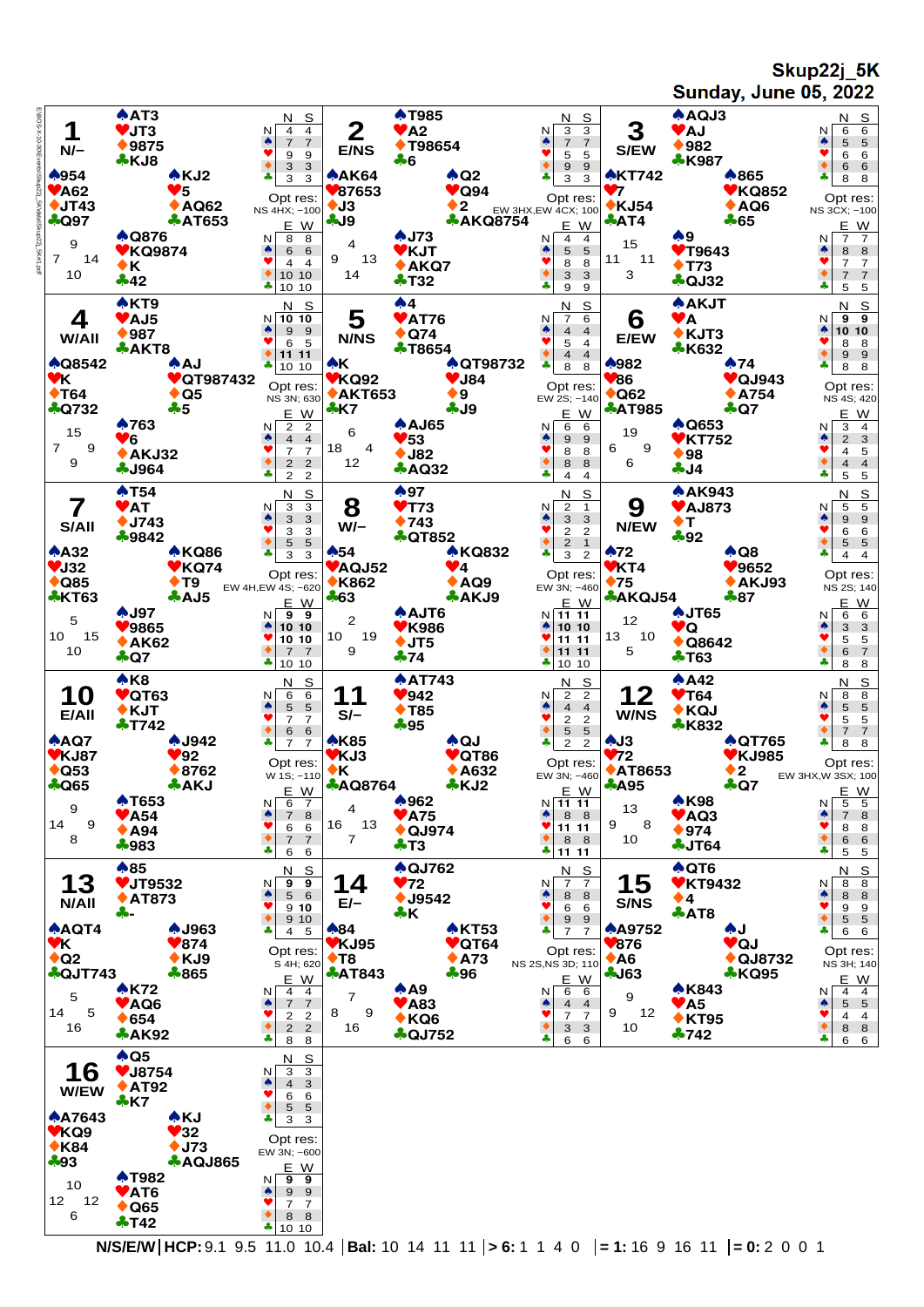# Skup22j_5K

**Sunday, June 05, 2022**

## Board 1 — N/–

- **North:** ♠AT3 ♥JT3 ♦9875 ♣KJ8
- **West:** ♠954 ♥A62 ♦JT43 ♣Q97
- **East:** ♠KJ2 ♥5 ♦AQ62 ♣AT653
- **South:** ♠Q876 ♥KQ9874 ♦K ♣42

HCP: N 9, W 7, E 14, S 10

| | N | S | | E | W |
|---|---|---|---|---|---|
| N | 4 | 4 | N | 8 | 8 |
| ♠ | 7 | 7 | ♠ | 6 | 6 |
| ♥ | 9 | 9 | ♥ | 4 | 4 |
| ♦ | 3 | 3 | ♦ | 10 | 10 |
| ♣ | 3 | 3 | ♣ | 10 | 10 |

Opt res: NS 4HX; −100

## Board 2 — E/NS

- **North:** ♠T985 ♥A2 ♦T98654 ♣6
- **West:** ♠AK64 ♥87653 ♦J3 ♣J9
- **East:** ♠Q2 ♥Q94 ♦2 ♣AKQ8754
- **South:** ♠J73 ♥KJT ♦AKQ7 ♣T32

HCP: N 4, W 9, E 13, S 14

| | N | S | | E | W |
|---|---|---|---|---|---|
| N | 3 | 3 | N | 4 | 4 |
| ♠ | 7 | 7 | ♠ | 5 | 5 |
| ♥ | 5 | 5 | ♥ | 8 | 8 |
| ♦ | 9 | 9 | ♦ | 3 | 3 |
| ♣ | 3 | 3 | ♣ | 9 | 9 |

Opt res: EW 3HX,EW 4CX; 100

## Board 3 — S/EW

- **North:** ♠AQJ3 ♥AJ ♦982 ♣K987
- **West:** ♠KT742 ♥7 ♦KJ54 ♣AT4
- **East:** ♠865 ♥KQ852 ♦AQ6 ♣65
- **South:** ♠9 ♥T9643 ♦T73 ♣QJ32

HCP: N 15, W 11, E 11, S 3

| | N | S | | E | W |
|---|---|---|---|---|---|
| N | 6 | 6 | N | 7 | 7 |
| ♠ | 5 | 5 | ♠ | 8 | 8 |
| ♥ | 6 | 6 | ♥ | 7 | 7 |
| ♦ | 6 | 6 | ♦ | 7 | 7 |
| ♣ | 8 | 8 | ♣ | 5 | 5 |

Opt res: NS 3CX; −100

## Board 4 — W/All

- **North:** ♠KT9 ♥AJ5 ♦987 ♣AKT8
- **West:** ♠Q8542 ♥K ♦T64 ♣Q732
- **East:** ♠AJ ♥QT987432 ♦Q5 ♣5
- **South:** ♠763 ♥6 ♦AKJ32 ♣J964

HCP: N 15, W 7, E 9, S 9

| | N | S | | E | W |
|---|---|---|---|---|---|
| N | 10 | 10 | N | 2 | 2 |
| ♠ | 9 | 9 | ♠ | 4 | 4 |
| ♥ | 6 | 5 | ♥ | 7 | 7 |
| ♦ | 11 | 11 | ♦ | 2 | 2 |
| ♣ | 10 | 10 | ♣ | 2 | 2 |

Opt res: NS 3N; 630

## Board 5 — N/NS

- **North:** ♠4 ♥AT76 ♦Q74 ♣T8654
- **West:** ♠K ♥KQ92 ♦AKT653 ♣K7
- **East:** ♠QT98732 ♥J84 ♦9 ♣J9
- **South:** ♠AJ65 ♥53 ♦J82 ♣AQ32

HCP: N 6, W 18, E 4, S 12

| | N | S | | E | W |
|---|---|---|---|---|---|
| N | 7 | 6 | N | 6 | 6 |
| ♠ | 4 | 4 | ♠ | 9 | 9 |
| ♥ | 5 | 4 | ♥ | 8 | 8 |
| ♦ | 4 | 4 | ♦ | 8 | 8 |
| ♣ | 8 | 8 | ♣ | 4 | 4 |

Opt res: EW 2S; −140

## Board 6 — E/EW

- **North:** ♠AKJT ♥A ♦KJT3 ♣K632
- **West:** ♠982 ♥86 ♦Q62 ♣AT985
- **East:** ♠74 ♥QJ943 ♦A754 ♣Q7
- **South:** ♠Q653 ♥KT752 ♦98 ♣J4

HCP: N 19, W 6, E 9, S 6

| | N | S | | E | W |
|---|---|---|---|---|---|
| N | 9 | 9 | N | 3 | 4 |
| ♠ | 10 | 10 | ♠ | 2 | 3 |
| ♥ | 8 | 8 | ♥ | 4 | 5 |
| ♦ | 9 | 9 | ♦ | 4 | 4 |
| ♣ | 8 | 8 | ♣ | 5 | 5 |

Opt res: NS 4S; 420

## Board 7 — S/All

- **North:** ♠T54 ♥AT ♦J743 ♣9842
- **West:** ♠A32 ♥J32 ♦Q85 ♣KT63
- **East:** ♠KQ86 ♥KQ74 ♦T9 ♣AJ5
- **South:** ♠J97 ♥9865 ♦AK62 ♣Q7

HCP: N 5, W 10, E 15, S 10

| | N | S | | E | W |
|---|---|---|---|---|---|
| N | 3 | 3 | N | 9 | 9 |
| ♠ | 3 | 3 | ♠ | 10 | 10 |
| ♥ | 3 | 3 | ♥ | 10 | 10 |
| ♦ | 5 | 5 | ♦ | 7 | 7 |
| ♣ | 3 | 3 | ♣ | 10 | 10 |

Opt res: EW 4H,EW 4S; −620

## Board 8 — W/–

- **North:** ♠97 ♥T73 ♦743 ♣QT852
- **West:** ♠54 ♥AQJ52 ♦K862 ♣63
- **East:** ♠KQ832 ♥4 ♦AQ9 ♣AKJ9
- **South:** ♠AJT6 ♥K986 ♦JT5 ♣74

HCP: N 2, W 10, E 19, S 9

| | N | S | | E | W |
|---|---|---|---|---|---|
| N | 2 | 1 | N | 11 | 11 |
| ♠ | 3 | 3 | ♠ | 10 | 10 |
| ♥ | 2 | 2 | ♥ | 11 | 11 |
| ♦ | 2 | 1 | ♦ | 11 | 11 |
| ♣ | 3 | 2 | ♣ | 10 | 10 |

Opt res: EW 3N; −460

## Board 9 — N/EW

- **North:** ♠AK943 ♥AJ873 ♦T ♣92
- **West:** ♠72 ♥KT4 ♦75 ♣AKQJ54
- **East:** ♠Q8 ♥9652 ♦AKJ93 ♣87
- **South:** ♠JT65 ♥Q ♦Q8642 ♣T63

HCP: N 12, W 13, E 10, S 5

| | N | S | | E | W |
|---|---|---|---|---|---|
| N | 5 | 5 | N | 6 | 6 |
| ♠ | 9 | 9 | ♠ | 3 | 3 |
| ♥ | 6 | 6 | ♥ | 5 | 5 |
| ♦ | 5 | 5 | ♦ | 6 | 7 |
| ♣ | 4 | 4 | ♣ | 8 | 8 |

Opt res: NS 2S; 140

## Board 10 — E/All

- **North:** ♠K8 ♥QT63 ♦KJT ♣T742
- **West:** ♠AQ7 ♥KJ87 ♦Q53 ♣Q65
- **East:** ♠J942 ♥92 ♦8762 ♣AKJ
- **South:** ♠T653 ♥A54 ♦A94 ♣983

HCP: N 9, W 14, E 9, S 8

| | N | S | | E | W |
|---|---|---|---|---|---|
| N | 6 | 6 | N | 6 | 7 |
| ♠ | 5 | 5 | ♠ | 7 | 8 |
| ♥ | 7 | 7 | ♥ | 6 | 6 |
| ♦ | 6 | 6 | ♦ | 7 | 7 |
| ♣ | 7 | 7 | ♣ | 6 | 6 |

Opt res: W 1S; −110

## Board 11 — S/–

- **North:** ♠AT743 ♥942 ♦T85 ♣95
- **West:** ♠K85 ♥KJ3 ♦K ♣AQ8764
- **East:** ♠QJ ♥QT86 ♦A632 ♣KJ2
- **South:** ♠962 ♥A75 ♦QJ974 ♣T3

HCP: N 4, W 16, E 13, S 7

| | N | S | | E | W |
|---|---|---|---|---|---|
| N | 2 | 2 | N | 11 | 11 |
| ♠ | 4 | 4 | ♠ | 8 | 8 |
| ♥ | 2 | 2 | ♥ | 11 | 11 |
| ♦ | 5 | 5 | ♦ | 8 | 8 |
| ♣ | 2 | 2 | ♣ | 11 | 11 |

Opt res: EW 3N; −460

## Board 12 — W/NS

- **North:** ♠A42 ♥T64 ♦KQJ ♣K832
- **West:** ♠J3 ♥72 ♦AT8653 ♣A95
- **East:** ♠QT765 ♥KJ985 ♦2 ♣Q7
- **South:** ♠K98 ♥AQ3 ♦974 ♣JT64

HCP: N 13, W 9, E 8, S 10

| | N | S | | E | W |
|---|---|---|---|---|---|
| N | 8 | 8 | N | 5 | 5 |
| ♠ | 5 | 5 | ♠ | 7 | 8 |
| ♥ | 5 | 5 | ♥ | 8 | 8 |
| ♦ | 7 | 7 | ♦ | 6 | 6 |
| ♣ | 8 | 8 | ♣ | 5 | 5 |

Opt res: EW 3HX,W 3SX; 100

## Board 13 — N/All

- **North:** ♠85 ♥JT9532 ♦AT873 ♣-
- **West:** ♠AQT4 ♥K ♦Q2 ♣QJT743
- **East:** ♠J963 ♥874 ♦KJ9 ♣865
- **South:** ♠K72 ♥AQ6 ♦654 ♣AK92

HCP: N 5, W 14, E 5, S 16

| | N | S | | E | W |
|---|---|---|---|---|---|
| N | 9 | 9 | N | 4 | 4 |
| ♠ | 5 | 6 | ♠ | 7 | 7 |
| ♥ | 9 | 10 | ♥ | 2 | 2 |
| ♦ | 9 | 10 | ♦ | 2 | 2 |
| ♣ | 4 | 5 | ♣ | 8 | 8 |

Opt res: S 4H; 620

## Board 14 — E/–

- **North:** ♠QJ762 ♥72 ♦J9542 ♣K
- **West:** ♠84 ♥KJ95 ♦T8 ♣AT843
- **East:** ♠KT53 ♥QT64 ♦A73 ♣96
- **South:** ♠A9 ♥A83 ♦KQ6 ♣QJ752

HCP: N 7, W 8, E 9, S 16

| | N | S | | E | W |
|---|---|---|---|---|---|
| N | 7 | 7 | N | 6 | 6 |
| ♠ | 8 | 8 | ♠ | 4 | 4 |
| ♥ | 6 | 6 | ♥ | 7 | 7 |
| ♦ | 9 | 9 | ♦ | 3 | 3 |
| ♣ | 7 | 7 | ♣ | 6 | 6 |

Opt res: NS 2S,NS 3D; 110

## Board 15 — S/NS

- **North:** ♠QT6 ♥KT9432 ♦4 ♣AT8
- **West:** ♠A9752 ♥876 ♦A6 ♣J63
- **East:** ♠J ♥QJ ♦QJ8732 ♣KQ95
- **South:** ♠K843 ♥A5 ♦KT95 ♣742

HCP: N 9, W 9, E 12, S 10

| | N | S | | E | W |
|---|---|---|---|---|---|
| N | 8 | 8 | N | 4 | 4 |
| ♠ | 8 | 8 | ♠ | 5 | 5 |
| ♥ | 9 | 9 | ♥ | 4 | 4 |
| ♦ | 5 | 5 | ♦ | 8 | 8 |
| ♣ | 6 | 6 | ♣ | 6 | 6 |

Opt res: NS 3H; 140

## Board 16 — W/EW

- **North:** ♠Q5 ♥J8754 ♦AT92 ♣K7
- **West:** ♠A7643 ♥KQ9 ♦K84 ♣93
- **East:** ♠KJ ♥32 ♦J73 ♣AQJ865
- **South:** ♠T982 ♥AT6 ♦Q65 ♣T42

HCP: N 10, W 12, E 12, S 6

| | N | S | | E | W |
|---|---|---|---|---|---|
| N | 3 | 3 | N | 9 | 9 |
| ♠ | 4 | 3 | ♠ | 9 | 9 |
| ♥ | 6 | 6 | ♥ | 7 | 7 |
| ♦ | 5 | 5 | ♦ | 8 | 8 |
| ♣ | 3 | 3 | ♣ | 10 | 10 |

Opt res: EW 3N; −600

---

N/S/E/W | HCP: 9.1 9.5 11.0 10.4 | Bal: 10 14 11 11 | > 6: 1 1 4 0 | = 1: 16 9 16 11 | = 0: 2 0 0 1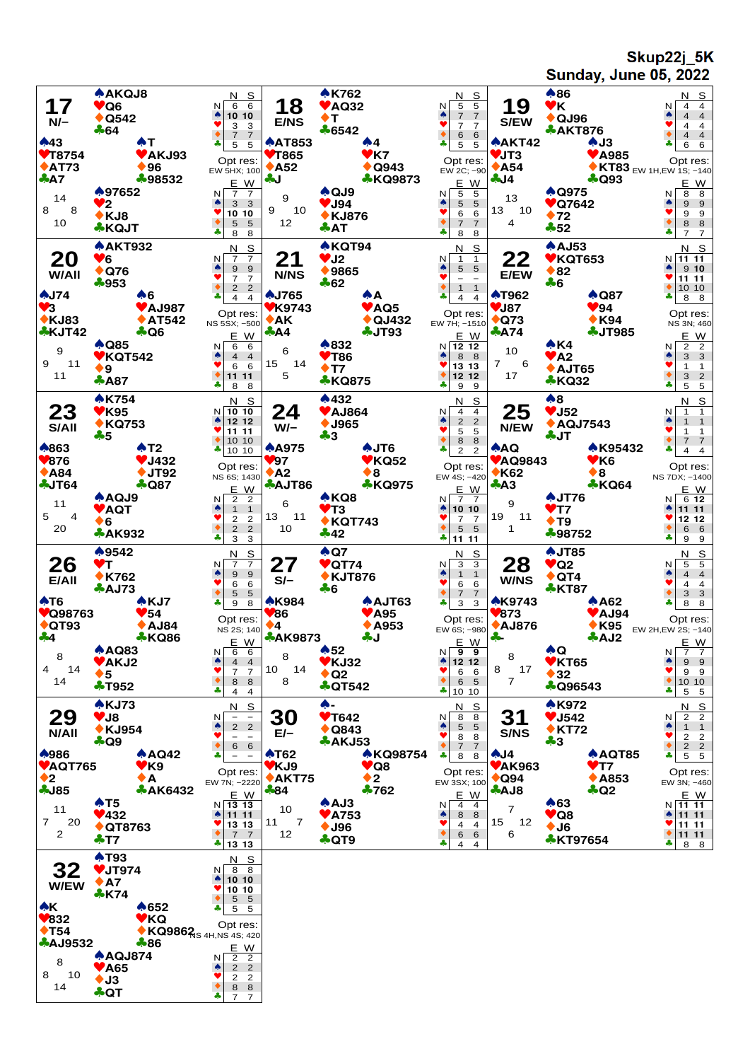## Deals

| Board | Dealer/Vul | North | West | East | South | HCP N-E-S-W | Opt res |
|---|---|---|---|---|---|---|---|
| 17 | N/– | ♠AKQJ8 ♥Q6 ♦Q542 ♣64 | ♠43 ♥T8754 ♦AT73 ♣A7 | ♠T ♥AKJ93 ♦96 ♣98532 | ♠97652 ♥2 ♦KJ8 ♣KQJT | 14-8-10-8 | EW 5HX; 100 |
| 18 | E/NS | ♠K762 ♥AQ32 ♦T ♣6542 | ♠AT853 ♥T865 ♦A52 ♣J | ♠4 ♥K7 ♦Q943 ♣KQ9873 | ♠QJ9 ♥J94 ♦KJ876 ♣AT | 9-10-12-9 | EW 2C; −90 |
| 19 | S/EW | ♠86 ♥K ♦QJ96 ♣AKT876 | ♠AKT42 ♥JT3 ♦A54 ♣J4 | ♠J3 ♥A985 ♦KT83 ♣Q93 | ♠Q975 ♥Q7642 ♦72 ♣52 | 13-10-4-13 | EW 1H,EW 1S; −140 |
| 20 | W/All | ♠AKT932 ♥6 ♦Q76 ♣953 | ♠J74 ♥3 ♦KJ83 ♣KJT42 | ♠6 ♥AJ987 ♦AT542 ♣Q6 | ♠Q85 ♥KQT542 ♦9 ♣A87 | 9-11-11-9 | NS 5SX; −500 |
| 21 | N/NS | ♠KQT94 ♥J2 ♦9865 ♣62 | ♠J765 ♥K9743 ♦AK ♣A4 | ♠A ♥AQ5 ♦QJ432 ♣JT93 | ♠832 ♥T86 ♦T7 ♣KQ875 | 6-14-5-15 | EW 7H; −1510 |
| 22 | E/EW | ♠AJ53 ♥KQT653 ♦82 ♣6 | ♠T962 ♥J87 ♦Q73 ♣A74 | ♠Q87 ♥94 ♦K94 ♣JT985 | ♠K4 ♥A2 ♦AJT65 ♣KQ32 | 10-6-17-7 | NS 3N; 460 |
| 23 | S/All | ♠K754 ♥K95 ♦KQ753 ♣5 | ♠863 ♥876 ♦A84 ♣JT64 | ♠T2 ♥J432 ♦JT92 ♣Q87 | ♠AQJ9 ♥AQT ♦6 ♣AK932 | 11-4-20-5 | NS 6S; 1430 |
| 24 | W/– | ♠432 ♥AJ864 ♦J965 ♣3 | ♠A975 ♥97 ♦A2 ♣AJT86 | ♠JT6 ♥KQ52 ♦8 ♣KQ975 | ♠KQ8 ♥T3 ♦KQT743 ♣42 | 6-11-10-13 | EW 4S; −420 |
| 25 | N/EW | ♠8 ♥J52 ♦AQJ7543 ♣JT | ♠AQ ♥AQ9843 ♦K62 ♣A3 | ♠K95432 ♥K6 ♦8 ♣KQ64 | ♠JT76 ♥T7 ♦T9 ♣98752 | 9-11-1-19 | NS 7DX; −1400 |
| 26 | E/All | ♠9542 ♥T ♦K762 ♣AJ73 | ♠T6 ♥Q98763 ♦QT93 ♣4 | ♠KJ7 ♥54 ♦AJ84 ♣KQ86 | ♠AQ83 ♥AKJ2 ♦5 ♣T952 | 8-14-14-4 | NS 2S; 140 |
| 27 | S/– | ♠Q7 ♥QT74 ♦KJT876 ♣6 | ♠K984 ♥86 ♦4 ♣AK9873 | ♠AJT63 ♥A95 ♦A953 ♣J | ♠52 ♥KJ32 ♦Q2 ♣QT542 | 8-14-8-10 | EW 6S; −980 |
| 28 | W/NS | ♠JT85 ♥Q2 ♦QT4 ♣KT87 | ♠K9743 ♥873 ♦AJ876 ♣– | ♠A62 ♥AJ94 ♦K95 ♣AJ2 | ♠Q ♥KT65 ♦32 ♣Q96543 | 8-17-7-8 | EW 2H,EW 2S; −140 |
| 29 | N/All | ♠KJ73 ♥J8 ♦KJ954 ♣Q9 | ♠986 ♥AQT765 ♦2 ♣J85 | ♠AQ42 ♥K9 ♦A ♣AK6432 | ♠T5 ♥432 ♦QT8763 ♣T7 | 11-20-2-7 | EW 7N; −2220 |
| 30 | E/– | ♠- ♥T642 ♦Q843 ♣AKJ53 | ♠T62 ♥KJ9 ♦AKT75 ♣84 | ♠KQ98754 ♥Q8 ♦2 ♣762 | ♠AJ3 ♥A753 ♦J96 ♣QT9 | 10-7-12-11 | EW 3SX; 100 |
| 31 | S/NS | ♠K972 ♥J542 ♦KT72 ♣3 | ♠J4 ♥AK963 ♦Q94 ♣AJ8 | ♠AQT85 ♥T7 ♦A853 ♣Q2 | ♠63 ♥Q8 ♦J6 ♣KT97654 | 7-12-6-15 | EW 3N; −460 |
| 32 | W/EW | ♠T93 ♥JT974 ♦A7 ♣K74 | ♠K ♥832 ♦T54 ♣AJ9532 | ♠652 ♥KQ ♦KQ9862 ♣86 | ♠AQJ874 ♥A65 ♦J3 ♣QT | 8-10-14-8 | NS 4H,NS 4S; 420 |

## Double dummy tricks

| Board | N NT | N ♠ | N ♥ | N ♦ | N ♣ | S NT | S ♠ | S ♥ | S ♦ | S ♣ | E NT | E ♠ | E ♥ | E ♦ | E ♣ | W NT | W ♠ | W ♥ | W ♦ | W ♣ |
|---|---|---|---|---|---|---|---|---|---|---|---|---|---|---|---|---|---|---|---|---|
| 17 | 6 | 10 | 3 | 7 | 5 | 6 | 10 | 3 | 7 | 5 | 7 | 3 | 10 | 5 | 8 | 7 | 3 | 10 | 5 | 8 |
| 18 | 5 | 7 | 7 | 6 | 5 | 5 | 7 | 7 | 6 | 5 | 5 | 5 | 6 | 7 | 8 | 5 | 5 | 6 | 7 | 8 |
| 19 | 4 | 4 | 4 | 4 | 6 | 4 | 4 | 4 | 4 | 6 | 8 | 9 | 9 | 8 | 7 | 8 | 9 | 9 | 8 | 7 |
| 20 | 7 | 9 | 7 | 2 | 4 | 7 | 9 | 7 | 2 | 4 | 6 | 4 | 6 | 11 | 8 | 6 | 4 | 6 | 11 | 8 |
| 21 | 1 | 5 | – | 1 | 4 | 1 | 5 | – | 1 | 4 | 12 | 8 | 13 | 12 | 9 | 12 | 8 | 13 | 12 | 9 |
| 22 | 11 | 9 | 11 | 10 | 8 | 11 | 10 | 11 | 10 | 8 | 2 | 3 | 1 | 3 | 5 | 2 | 3 | 1 | 2 | 5 |
| 23 | 10 | 12 | 11 | 10 | 10 | 10 | 12 | 11 | 10 | 10 | 2 | 1 | 2 | 2 | 3 | 2 | 1 | 2 | 2 | 3 |
| 24 | 4 | 2 | 5 | 8 | 2 | 4 | 2 | 5 | 8 | 2 | 7 | 10 | 7 | 5 | 11 | 7 | 10 | 7 | 5 | 11 |
| 25 | 1 | 1 | 1 | 7 | 4 | 1 | 1 | 1 | 7 | 4 | 6 | 11 | 12 | 6 | 9 | 12 | 11 | 12 | 6 | 9 |
| 26 | 7 | 9 | 6 | 5 | 9 | 7 | 9 | 6 | 5 | 8 | 6 | 4 | 7 | 8 | 4 | 6 | 4 | 7 | 8 | 4 |
| 27 | 3 | 1 | 6 | 7 | 3 | 3 | 1 | 6 | 7 | 3 | 9 | 12 | 6 | 6 | 10 | 9 | 12 | 6 | 5 | 10 |
| 28 | 5 | 4 | 4 | 3 | 8 | 5 | 4 | 4 | 3 | 8 | 7 | 9 | 9 | 10 | 5 | 7 | 9 | 9 | 10 | 5 |
| 29 | – | 2 | – | 6 | – | – | 2 | – | 6 | – | 13 | 11 | 13 | 7 | 13 | 13 | 11 | 13 | 7 | 13 |
| 30 | 8 | 5 | 8 | 7 | 8 | 8 | 5 | 8 | 7 | 8 | 4 | 8 | 4 | 6 | 4 | 4 | 8 | 4 | 6 | 4 |
| 31 | 2 | 1 | 2 | 2 | 5 | 2 | 1 | 2 | 2 | 5 | 11 | 11 | 11 | 11 | 8 | 11 | 11 | 11 | 11 | 8 |
| 32 | 8 | 10 | 10 | 5 | 5 | 8 | 10 | 10 | 5 | 5 | 2 | 2 | 2 | 8 | 7 | 2 | 2 | 2 | 8 | 7 |